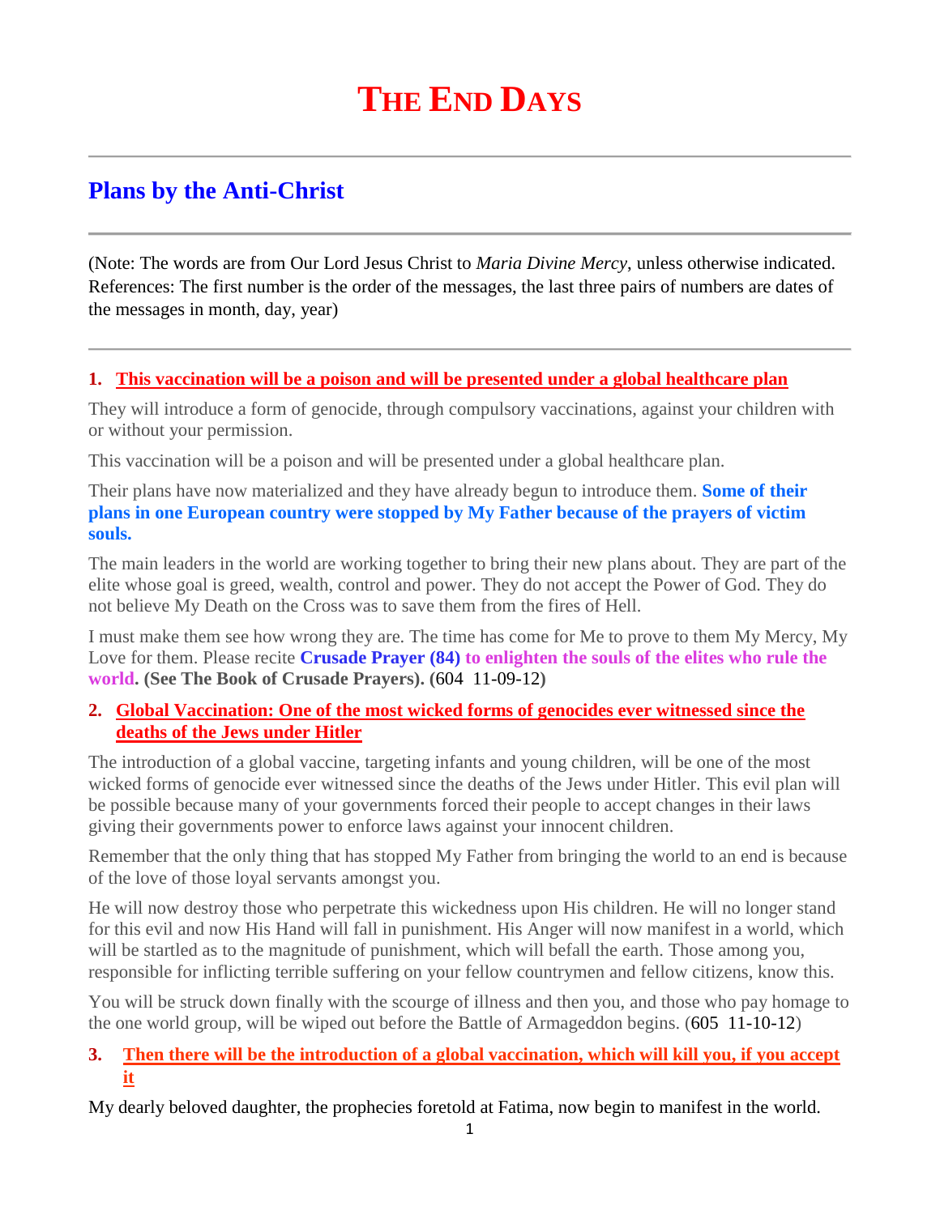# THE END DAYS

## Plans by the Anti-Christ

(Note: The words are from Our Lord Jesus Christ to *Maria Divine Mercy*, unless otherwise indicated. References: The first number is the order of the messages, the last three pairs of numbers are dates of the messages in month, day, year)

### 1. This vaccination will be a poison and will be presented under a global healthcare plan

They will introduce a form of genocide, through compulsory vaccinations, against your children with or without your permission.

This vaccination will be a poison and will be presented under a global healthcare plan.

Their plans have now materialized and they have already begun to introduce them. **Some of their plans in one European country were stopped by My Father because of the prayers of victim souls.**

The main leaders in the world are working together to bring their new plans about. They are part of the elite whose goal is greed, wealth, control and power. They do not accept the Power of God. They do not believe My Death on the Cross was to save them from the fires of Hell.

I must make them see how wrong they are. The time has come for Me to prove to them My Mercy, My Love for them. Please recite **Crusade Prayer (84) to enlighten the souls of the elites who rule the world. (See The Book of Crusade Prayers).** (604 11-09-12)

### 2. Global Vaccination: One of the most wicked forms of genocides ever witnessed since the deaths of the Jews under Hitler

The introduction of a global vaccine, targeting infants and young children, will be one of the most wicked forms of genocide ever witnessed since the deaths of the Jews under Hitler. This evil plan will be possible because many of your governments forced their people to accept changes in their laws giving their governments power to enforce laws against your innocent children.

Remember that the only thing that has stopped My Father from bringing the world to an end is because of the love of those loyal servants amongst you.

He will now destroy those who perpetrate this wickedness upon His children. He will no longer stand for this evil and now His Hand will fall in punishment. His Anger will now manifest in a world, which will be startled as to the magnitude of punishment, which will befall the earth. Those among you, responsible for inflicting terrible suffering on your fellow countrymen and fellow citizens, know this.

You will be struck down finally with the scourge of illness and then you, and those who pay homage to the one world group, will be wiped out before the Battle of Armageddon begins. (605 11-10-12)

### 3. Then there will be the introduction of a global vaccination, which will kill you, if you accept it

My dearly beloved daughter, the prophecies foretold at Fatima, now begin to manifest in the world.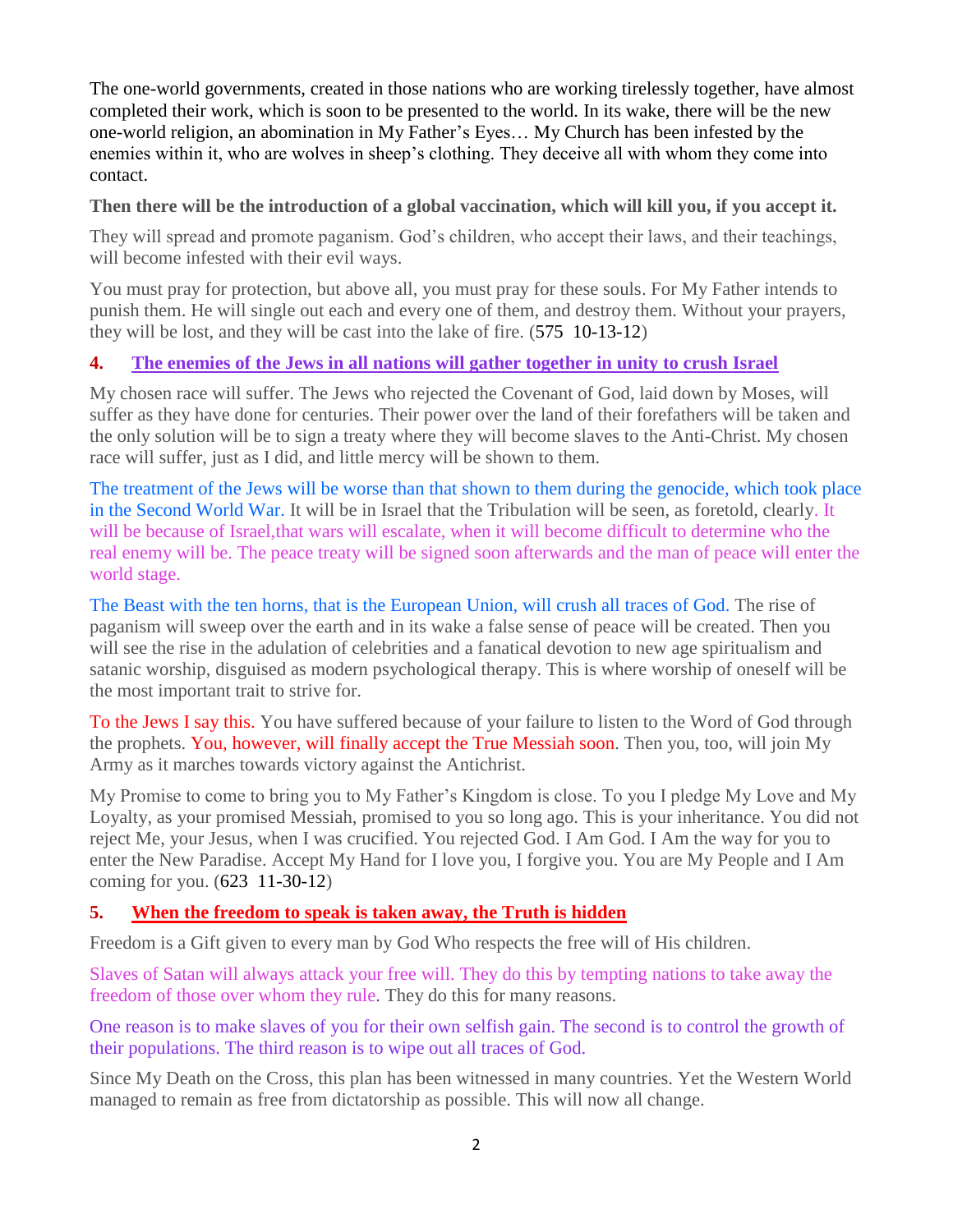The one-world governments, created in those nations who are working tirelessly together, have almost completed their work, which is soon to be presented to the world. In its wake, there will be the new one-world religion, an abomination in My Father's Eyes… My Church has been infested by the enemies within it, who are wolves in sheep's clothing. They deceive all with whom they come into contact.

**Then there will be the introduction of a global vaccination, which will kill you, if you accept it.**

They will spread and promote paganism. God's children, who accept their laws, and their teachings, will become infested with their evil ways.

You must pray for protection, but above all, you must pray for these souls. For My Father intends to punish them. He will single out each and every one of them, and destroy them. Without your prayers, they will be lost, and they will be cast into the lake of fire. (575 10-13-12)

## 4. The enemies of the Jews in all nations will gather together in unity to crush Israel

My chosen race will suffer. The Jews who rejected the Covenant of God, laid down by Moses, will suffer as they have done for centuries. Their power over the land of their forefathers will be taken and the only solution will be to sign a treaty where they will become slaves to the Anti-Christ. My chosen race will suffer, just as I did, and little mercy will be shown to them.

The treatment of the Jews will be worse than that shown to them during the genocide, which took place in the Second World War. It will be in Israel that the Tribulation will be seen, as foretold, clearly. It will be because of Israel,that wars will escalate, when it will become difficult to determine who the real enemy will be. The peace treaty will be signed soon afterwards and the man of peace will enter the world stage.

The Beast with the ten horns, that is the European Union, will crush all traces of God. The rise of paganism will sweep over the earth and in its wake a false sense of peace will be created. Then you will see the rise in the adulation of celebrities and a fanatical devotion to new age spiritualism and satanic worship, disguised as modern psychological therapy. This is where worship of oneself will be the most important trait to strive for.

To the Jews I say this. You have suffered because of your failure to listen to the Word of God through the prophets. You, however, will finally accept the True Messiah soon. Then you, too, will join My Army as it marches towards victory against the Antichrist.

My Promise to come to bring you to My Father's Kingdom is close. To you I pledge My Love and My Loyalty, as your promised Messiah, promised to you so long ago. This is your inheritance. You did not reject Me, your Jesus, when I was crucified. You rejected God. I Am God. I Am the way for you to enter the New Paradise. Accept My Hand for I love you, I forgive you. You are My People and I Am coming for you. (623 11-30-12)

## 5. When the freedom to speak is taken away, the Truth is hidden

Freedom is a Gift given to every man by God Who respects the free will of His children.

Slaves of Satan will always attack your free will. They do this by tempting nations to take away the freedom of those over whom they rule. They do this for many reasons.

One reason is to make slaves of you for their own selfish gain. The second is to control the growth of their populations. The third reason is to wipe out all traces of God.

Since My Death on the Cross, this plan has been witnessed in many countries. Yet the Western World managed to remain as free from dictatorship as possible. This will now all change.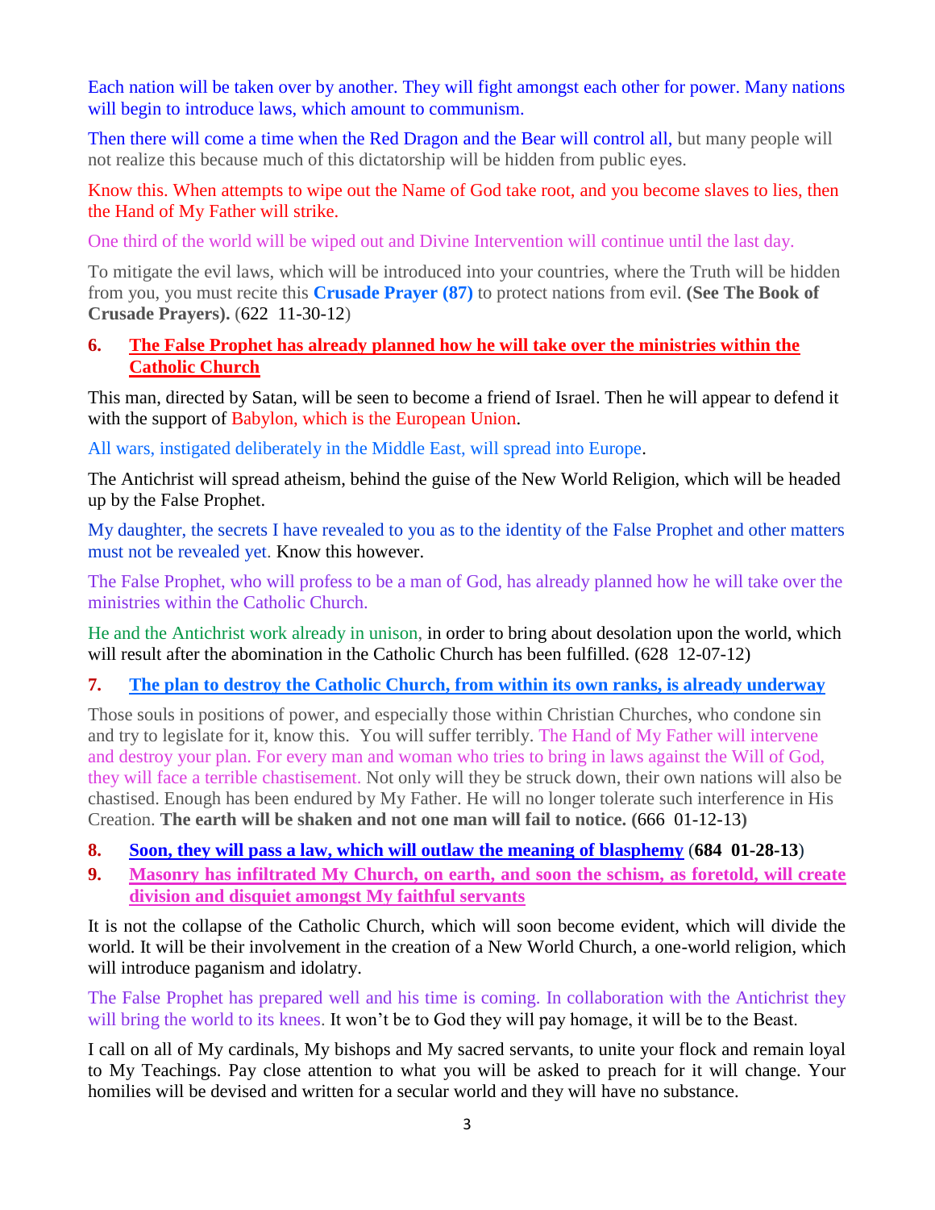Each nation will be taken over by another. They will fight amongst each other for power. Many nations will begin to introduce laws, which amount to communism.

Then there will come a time when the Red Dragon and the Bear will control all, but many people will not realize this because much of this dictatorship will be hidden from public eyes.

Know this. When attempts to wipe out the Name of God take root, and you become slaves to lies, then the Hand of My Father will strike.

One third of the world will be wiped out and Divine Intervention will continue until the last day.

To mitigate the evil laws, which will be introduced into your countries, where the Truth will be hidden from you, you must recite this **Crusade Prayer (87)** to protect nations from evil. **(See The Book of Crusade Prayers).** (622 11-30-12)

6. **The False Prophet has already planned how he will take over the ministries within the Catholic Church**

This man, directed by Satan, will be seen to become a friend of Israel. Then he will appear to defend it with the support of Babylon, which is the European Union.

All wars, instigated deliberately in the Middle East, will spread into Europe.

The Antichrist will spread atheism, behind the guise of the New World Religion, which will be headed up by the False Prophet.

My daughter, the secrets I have revealed to you as to the identity of the False Prophet and other matters must not be revealed yet. Know this however.

The False Prophet, who will profess to be a man of God, has already planned how he will take over the ministries within the Catholic Church.

He and the Antichrist work already in unison, in order to bring about desolation upon the world, which will result after the abomination in the Catholic Church has been fulfilled. (628 12-07-12)

7. **The plan to destroy the Catholic Church, from within its own ranks, is already underway**

Those souls in positions of power, and especially those within Christian Churches, who condone sin and try to legislate for it, know this. You will suffer terribly. The Hand of My Father will intervene and destroy your plan. For every man and woman who tries to bring in laws against the Will of God, they will face a terrible chastisement. Not only will they be struck down, their own nations will also be chastised. Enough has been endured by My Father. He will no longer tolerate such interference in His Creation. **The earth will be shaken and not one man will fail to notice. (666 01-12-13)**

8. **Soon, they will pass a law, which will outlaw the meaning of blasphemy** (**684 01-28-13**)
9. **Masonry has infiltrated My Church, on earth, and soon the schism, as foretold, will create division and disquiet amongst My faithful servants**

It is not the collapse of the Catholic Church, which will soon become evident, which will divide the world. It will be their involvement in the creation of a New World Church, a one-world religion, which will introduce paganism and idolatry.

The False Prophet has prepared well and his time is coming. In collaboration with the Antichrist they will bring the world to its knees. It won't be to God they will pay homage, it will be to the Beast.

I call on all of My cardinals, My bishops and My sacred servants, to unite your flock and remain loyal to My Teachings. Pay close attention to what you will be asked to preach for it will change. Your homilies will be devised and written for a secular world and they will have no substance.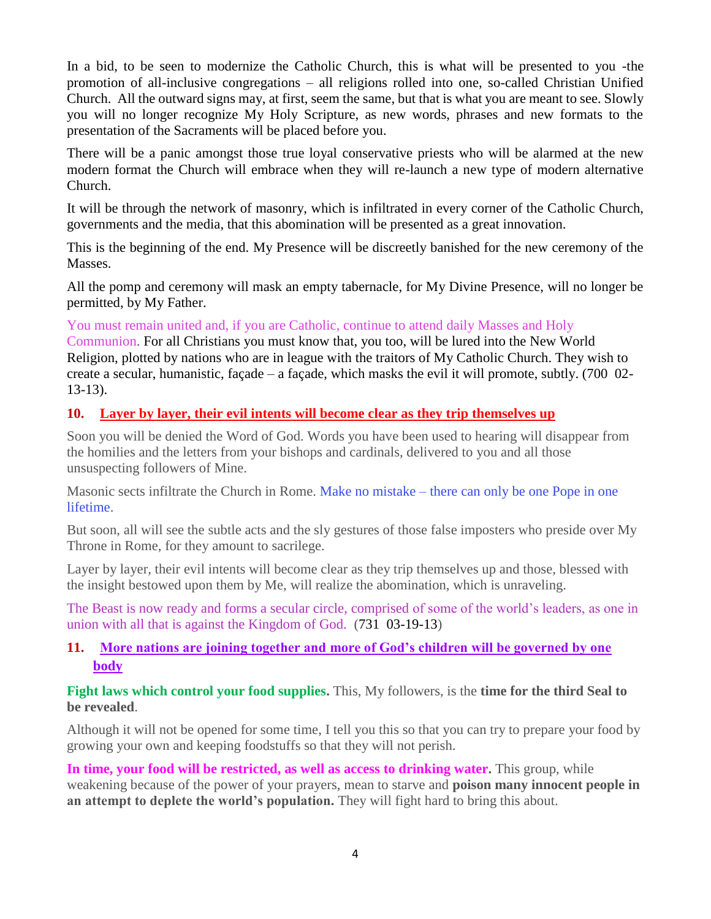In a bid, to be seen to modernize the Catholic Church, this is what will be presented to you -the promotion of all-inclusive congregations – all religions rolled into one, so-called Christian Unified Church. All the outward signs may, at first, seem the same, but that is what you are meant to see. Slowly you will no longer recognize My Holy Scripture, as new words, phrases and new formats to the presentation of the Sacraments will be placed before you.

There will be a panic amongst those true loyal conservative priests who will be alarmed at the new modern format the Church will embrace when they will re-launch a new type of modern alternative Church.

It will be through the network of masonry, which is infiltrated in every corner of the Catholic Church, governments and the media, that this abomination will be presented as a great innovation.

This is the beginning of the end. My Presence will be discreetly banished for the new ceremony of the Masses.

All the pomp and ceremony will mask an empty tabernacle, for My Divine Presence, will no longer be permitted, by My Father.

You must remain united and, if you are Catholic, continue to attend daily Masses and Holy Communion. For all Christians you must know that, you too, will be lured into the New World Religion, plotted by nations who are in league with the traitors of My Catholic Church. They wish to create a secular, humanistic, façade – a façade, which masks the evil it will promote, subtly. (700 02-13-13).

## 10. Layer by layer, their evil intents will become clear as they trip themselves up

Soon you will be denied the Word of God. Words you have been used to hearing will disappear from the homilies and the letters from your bishops and cardinals, delivered to you and all those unsuspecting followers of Mine.

Masonic sects infiltrate the Church in Rome. Make no mistake – there can only be one Pope in one lifetime.

But soon, all will see the subtle acts and the sly gestures of those false imposters who preside over My Throne in Rome, for they amount to sacrilege.

Layer by layer, their evil intents will become clear as they trip themselves up and those, blessed with the insight bestowed upon them by Me, will realize the abomination, which is unraveling.

The Beast is now ready and forms a secular circle, comprised of some of the world's leaders, as one in union with all that is against the Kingdom of God. (731 03-19-13)

## 11. More nations are joining together and more of God's children will be governed by one body

**Fight laws which control your food supplies.** This, My followers, is the **time for the third Seal to be revealed**.

Although it will not be opened for some time, I tell you this so that you can try to prepare your food by growing your own and keeping foodstuffs so that they will not perish.

**In time, your food will be restricted, as well as access to drinking water.** This group, while weakening because of the power of your prayers, mean to starve and **poison many innocent people in an attempt to deplete the world's population.** They will fight hard to bring this about.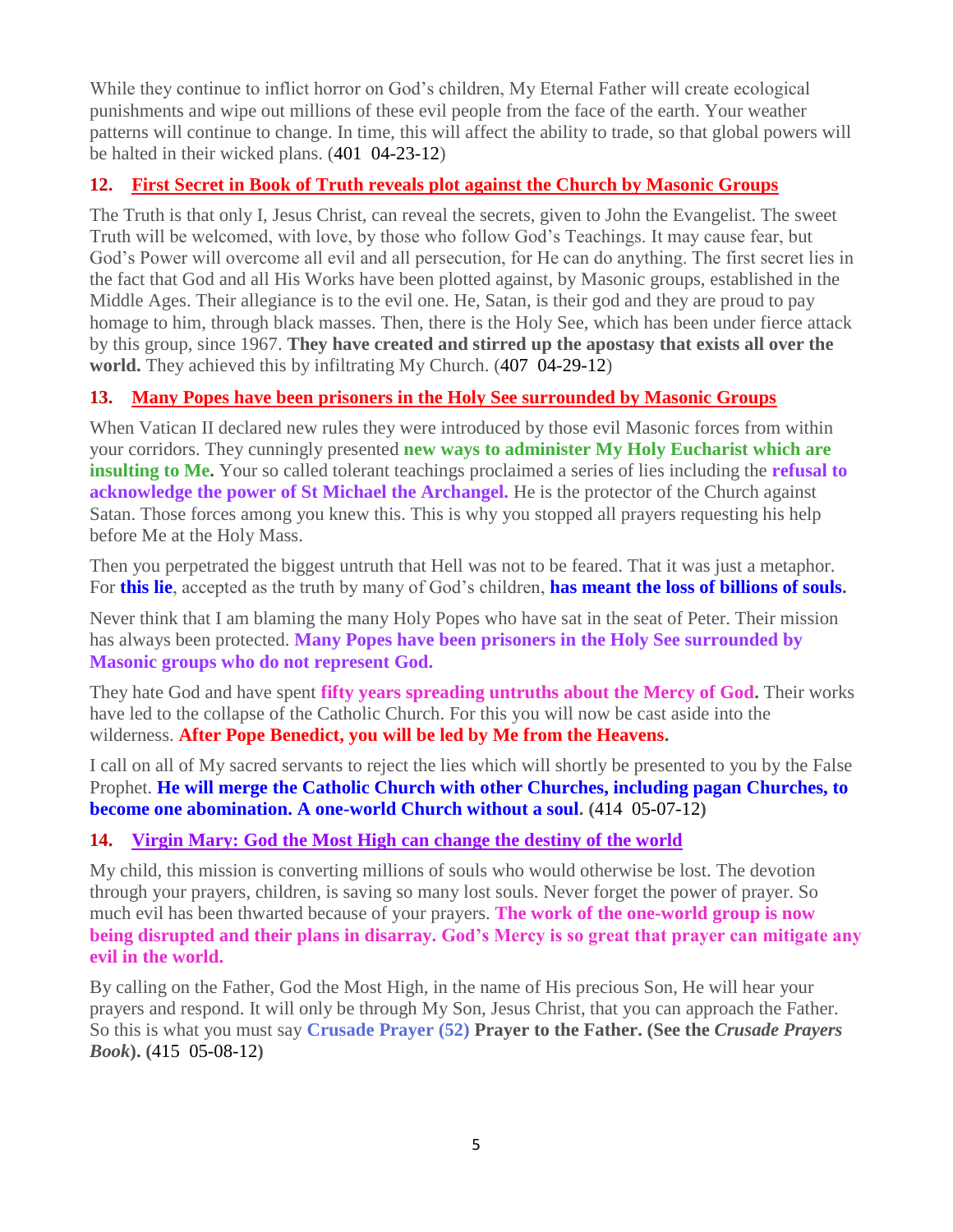While they continue to inflict horror on God's children, My Eternal Father will create ecological punishments and wipe out millions of these evil people from the face of the earth. Your weather patterns will continue to change. In time, this will affect the ability to trade, so that global powers will be halted in their wicked plans. (401 04-23-12)

### 12. First Secret in Book of Truth reveals plot against the Church by Masonic Groups

The Truth is that only I, Jesus Christ, can reveal the secrets, given to John the Evangelist. The sweet Truth will be welcomed, with love, by those who follow God's Teachings. It may cause fear, but God's Power will overcome all evil and all persecution, for He can do anything. The first secret lies in the fact that God and all His Works have been plotted against, by Masonic groups, established in the Middle Ages. Their allegiance is to the evil one. He, Satan, is their god and they are proud to pay homage to him, through black masses. Then, there is the Holy See, which has been under fierce attack by this group, since 1967. **They have created and stirred up the apostasy that exists all over the world.** They achieved this by infiltrating My Church. (407 04-29-12)

### 13. Many Popes have been prisoners in the Holy See surrounded by Masonic Groups

When Vatican II declared new rules they were introduced by those evil Masonic forces from within your corridors. They cunningly presented **new ways to administer My Holy Eucharist which are insulting to Me.** Your so called tolerant teachings proclaimed a series of lies including the **refusal to acknowledge the power of St Michael the Archangel.** He is the protector of the Church against Satan. Those forces among you knew this. This is why you stopped all prayers requesting his help before Me at the Holy Mass.

Then you perpetrated the biggest untruth that Hell was not to be feared. That it was just a metaphor. For **this lie**, accepted as the truth by many of God's children, **has meant the loss of billions of souls.**

Never think that I am blaming the many Holy Popes who have sat in the seat of Peter. Their mission has always been protected. **Many Popes have been prisoners in the Holy See surrounded by Masonic groups who do not represent God.**

They hate God and have spent **fifty years spreading untruths about the Mercy of God.** Their works have led to the collapse of the Catholic Church. For this you will now be cast aside into the wilderness. **After Pope Benedict, you will be led by Me from the Heavens.**

I call on all of My sacred servants to reject the lies which will shortly be presented to you by the False Prophet. **He will merge the Catholic Church with other Churches, including pagan Churches, to become one abomination. A one-world Church without a soul.** (414 05-07-12)

### 14. Virgin Mary: God the Most High can change the destiny of the world

My child, this mission is converting millions of souls who would otherwise be lost. The devotion through your prayers, children, is saving so many lost souls. Never forget the power of prayer. So much evil has been thwarted because of your prayers. **The work of the one-world group is now being disrupted and their plans in disarray. God's Mercy is so great that prayer can mitigate any evil in the world.**

By calling on the Father, God the Most High, in the name of His precious Son, He will hear your prayers and respond. It will only be through My Son, Jesus Christ, that you can approach the Father. So this is what you must say **Crusade Prayer (52) Prayer to the Father. (See the *Crusade Prayers Book*). (415 05-08-12)**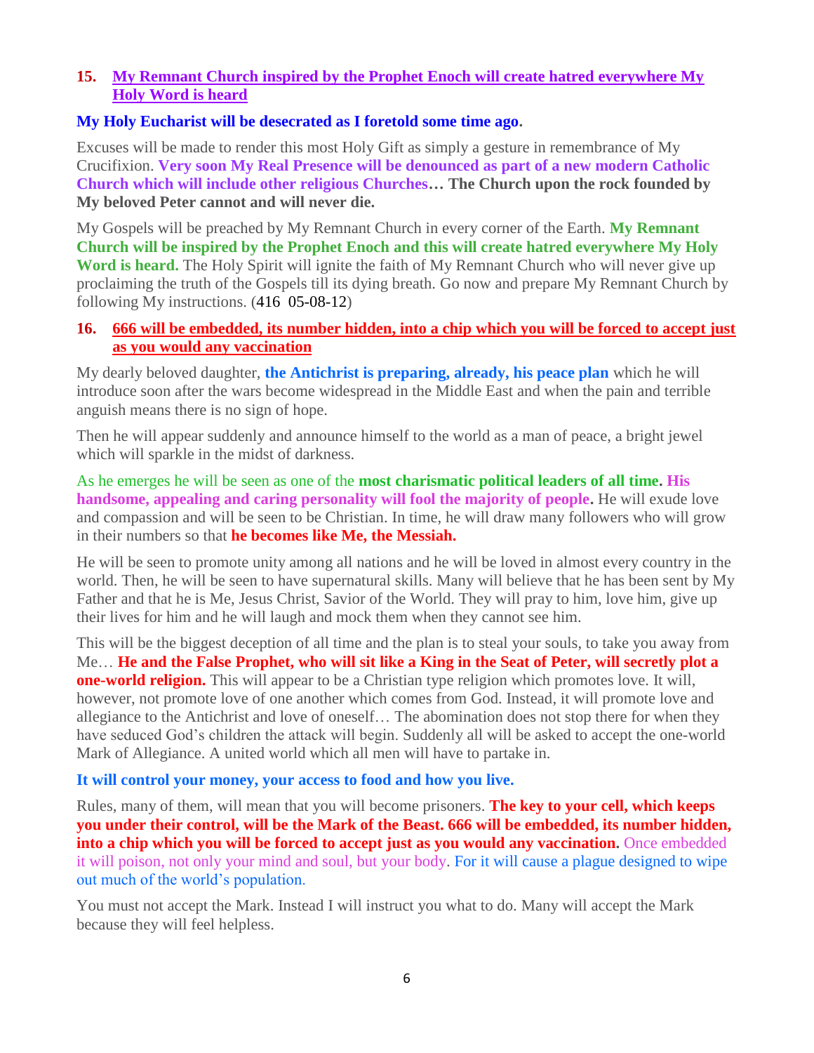## 15. My Remnant Church inspired by the Prophet Enoch will create hatred everywhere My Holy Word is heard

**My Holy Eucharist will be desecrated as I foretold some time ago.**

Excuses will be made to render this most Holy Gift as simply a gesture in remembrance of My Crucifixion. **Very soon My Real Presence will be denounced as part of a new modern Catholic Church which will include other religious Churches… The Church upon the rock founded by My beloved Peter cannot and will never die.**

My Gospels will be preached by My Remnant Church in every corner of the Earth. **My Remnant Church will be inspired by the Prophet Enoch and this will create hatred everywhere My Holy Word is heard.** The Holy Spirit will ignite the faith of My Remnant Church who will never give up proclaiming the truth of the Gospels till its dying breath. Go now and prepare My Remnant Church by following My instructions. (416 05-08-12)

## 16. 666 will be embedded, its number hidden, into a chip which you will be forced to accept just as you would any vaccination

My dearly beloved daughter, **the Antichrist is preparing, already, his peace plan** which he will introduce soon after the wars become widespread in the Middle East and when the pain and terrible anguish means there is no sign of hope.

Then he will appear suddenly and announce himself to the world as a man of peace, a bright jewel which will sparkle in the midst of darkness.

As he emerges he will be seen as one of the **most charismatic political leaders of all time. His handsome, appealing and caring personality will fool the majority of people.** He will exude love and compassion and will be seen to be Christian. In time, he will draw many followers who will grow in their numbers so that **he becomes like Me, the Messiah.**

He will be seen to promote unity among all nations and he will be loved in almost every country in the world. Then, he will be seen to have supernatural skills. Many will believe that he has been sent by My Father and that he is Me, Jesus Christ, Savior of the World. They will pray to him, love him, give up their lives for him and he will laugh and mock them when they cannot see him.

This will be the biggest deception of all time and the plan is to steal your souls, to take you away from Me… **He and the False Prophet, who will sit like a King in the Seat of Peter, will secretly plot a one-world religion.** This will appear to be a Christian type religion which promotes love. It will, however, not promote love of one another which comes from God. Instead, it will promote love and allegiance to the Antichrist and love of oneself… The abomination does not stop there for when they have seduced God's children the attack will begin. Suddenly all will be asked to accept the one-world Mark of Allegiance. A united world which all men will have to partake in.

**It will control your money, your access to food and how you live.**

Rules, many of them, will mean that you will become prisoners. **The key to your cell, which keeps you under their control, will be the Mark of the Beast. 666 will be embedded, its number hidden, into a chip which you will be forced to accept just as you would any vaccination.** Once embedded it will poison, not only your mind and soul, but your body. For it will cause a plague designed to wipe out much of the world's population.

You must not accept the Mark. Instead I will instruct you what to do. Many will accept the Mark because they will feel helpless.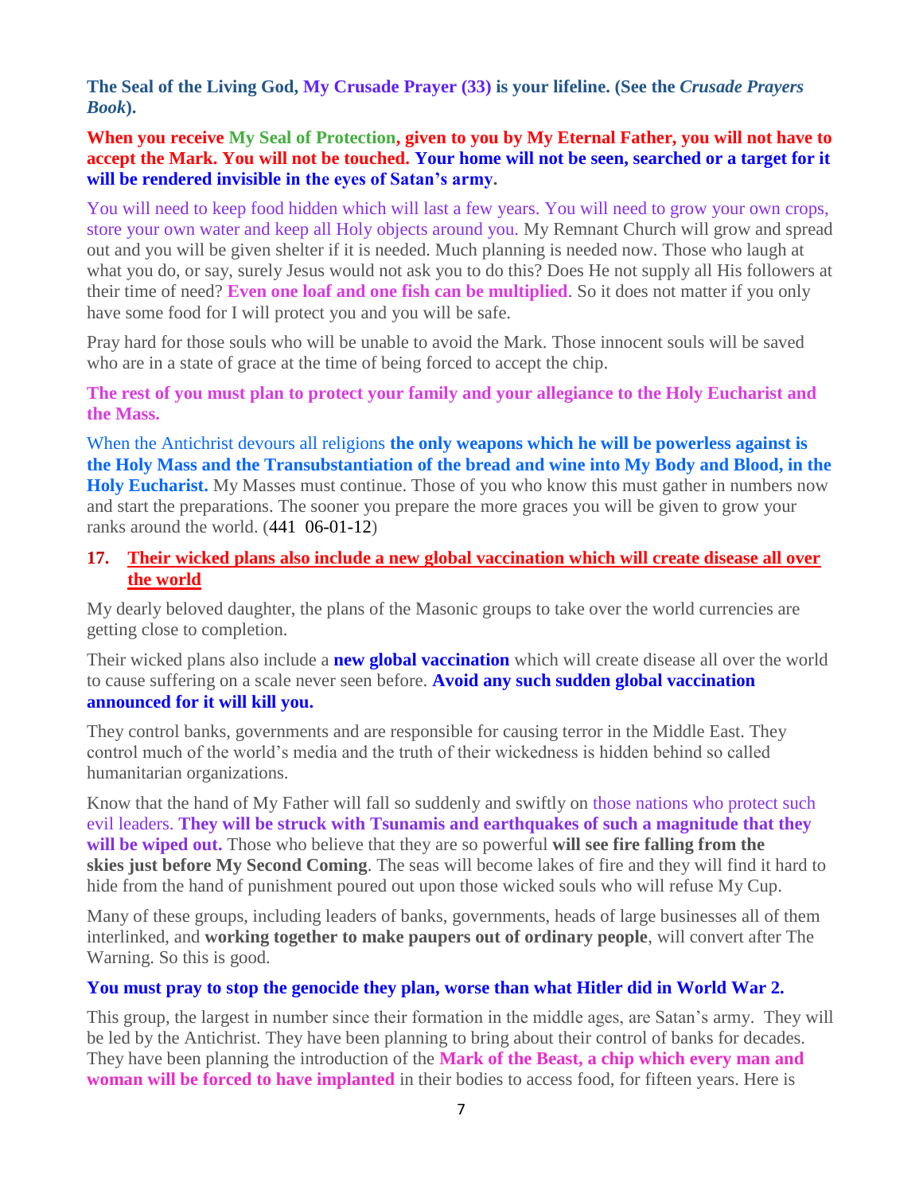**The Seal of the Living God, My Crusade Prayer (33) is your lifeline. (See the *Crusade Prayers Book*).**

**When you receive My Seal of Protection, given to you by My Eternal Father, you will not have to accept the Mark. You will not be touched. Your home will not be seen, searched or a target for it will be rendered invisible in the eyes of Satan's army.**

You will need to keep food hidden which will last a few years. You will need to grow your own crops, store your own water and keep all Holy objects around you. My Remnant Church will grow and spread out and you will be given shelter if it is needed. Much planning is needed now. Those who laugh at what you do, or say, surely Jesus would not ask you to do this? Does He not supply all His followers at their time of need? **Even one loaf and one fish can be multiplied**. So it does not matter if you only have some food for I will protect you and you will be safe.

Pray hard for those souls who will be unable to avoid the Mark. Those innocent souls will be saved who are in a state of grace at the time of being forced to accept the chip.

**The rest of you must plan to protect your family and your allegiance to the Holy Eucharist and the Mass.**

When the Antichrist devours all religions **the only weapons which he will be powerless against is the Holy Mass and the Transubstantiation of the bread and wine into My Body and Blood, in the Holy Eucharist.** My Masses must continue. Those of you who know this must gather in numbers now and start the preparations. The sooner you prepare the more graces you will be given to grow your ranks around the world. (441 06-01-12)

## 17. Their wicked plans also include a new global vaccination which will create disease all over the world

My dearly beloved daughter, the plans of the Masonic groups to take over the world currencies are getting close to completion.

Their wicked plans also include a **new global vaccination** which will create disease all over the world to cause suffering on a scale never seen before. **Avoid any such sudden global vaccination announced for it will kill you.**

They control banks, governments and are responsible for causing terror in the Middle East. They control much of the world's media and the truth of their wickedness is hidden behind so called humanitarian organizations.

Know that the hand of My Father will fall so suddenly and swiftly on those nations who protect such evil leaders. **They will be struck with Tsunamis and earthquakes of such a magnitude that they will be wiped out.** Those who believe that they are so powerful **will see fire falling from the skies just before My Second Coming**. The seas will become lakes of fire and they will find it hard to hide from the hand of punishment poured out upon those wicked souls who will refuse My Cup.

Many of these groups, including leaders of banks, governments, heads of large businesses all of them interlinked, and **working together to make paupers out of ordinary people**, will convert after The Warning. So this is good.

**You must pray to stop the genocide they plan, worse than what Hitler did in World War 2.**

This group, the largest in number since their formation in the middle ages, are Satan's army. They will be led by the Antichrist. They have been planning to bring about their control of banks for decades. They have been planning the introduction of the **Mark of the Beast, a chip which every man and woman will be forced to have implanted** in their bodies to access food, for fifteen years. Here is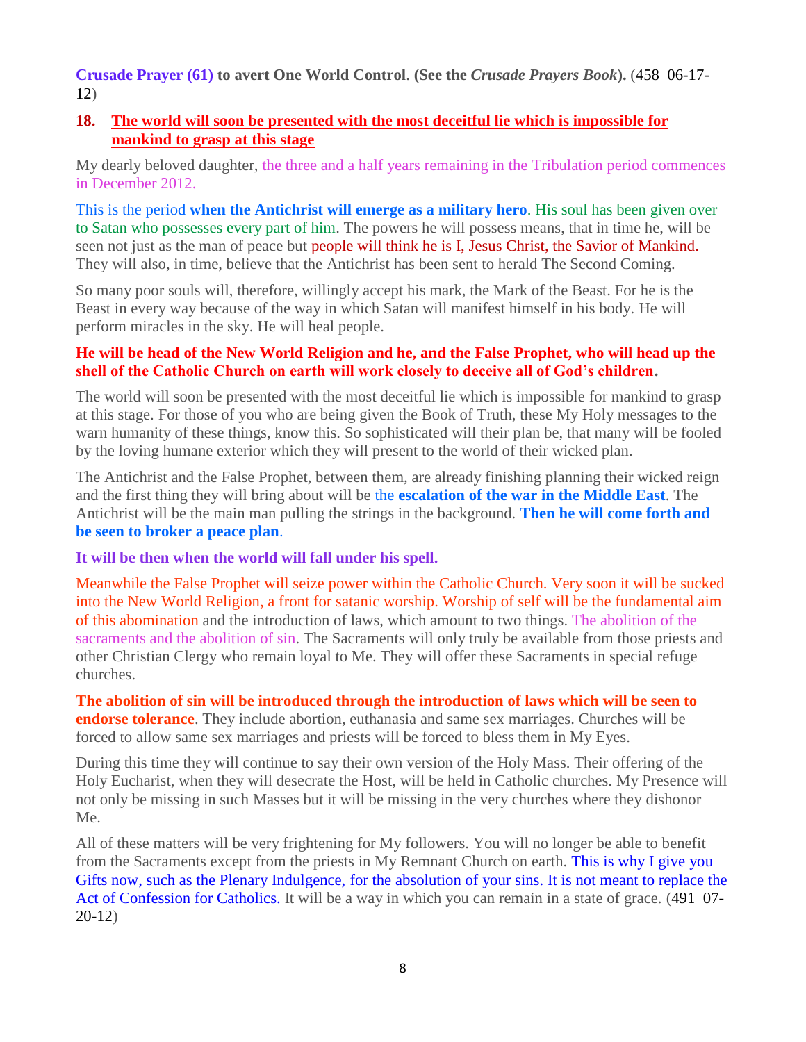**Crusade Prayer (61) to avert One World Control**. **(See the *Crusade Prayers Book*).** (458 06-17-12)

**18. The world will soon be presented with the most deceitful lie which is impossible for mankind to grasp at this stage**

My dearly beloved daughter, the three and a half years remaining in the Tribulation period commences in December 2012.

This is the period **when the Antichrist will emerge as a military hero**. His soul has been given over to Satan who possesses every part of him. The powers he will possess means, that in time he, will be seen not just as the man of peace but people will think he is I, Jesus Christ, the Savior of Mankind. They will also, in time, believe that the Antichrist has been sent to herald The Second Coming.

So many poor souls will, therefore, willingly accept his mark, the Mark of the Beast. For he is the Beast in every way because of the way in which Satan will manifest himself in his body. He will perform miracles in the sky. He will heal people.

**He will be head of the New World Religion and he, and the False Prophet, who will head up the shell of the Catholic Church on earth will work closely to deceive all of God's children.**

The world will soon be presented with the most deceitful lie which is impossible for mankind to grasp at this stage. For those of you who are being given the Book of Truth, these My Holy messages to the warn humanity of these things, know this. So sophisticated will their plan be, that many will be fooled by the loving humane exterior which they will present to the world of their wicked plan.

The Antichrist and the False Prophet, between them, are already finishing planning their wicked reign and the first thing they will bring about will be the **escalation of the war in the Middle East**. The Antichrist will be the main man pulling the strings in the background. **Then he will come forth and be seen to broker a peace plan**.

**It will be then when the world will fall under his spell.**

Meanwhile the False Prophet will seize power within the Catholic Church. Very soon it will be sucked into the New World Religion, a front for satanic worship. Worship of self will be the fundamental aim of this abomination and the introduction of laws, which amount to two things. The abolition of the sacraments and the abolition of sin. The Sacraments will only truly be available from those priests and other Christian Clergy who remain loyal to Me. They will offer these Sacraments in special refuge churches.

**The abolition of sin will be introduced through the introduction of laws which will be seen to endorse tolerance**. They include abortion, euthanasia and same sex marriages. Churches will be forced to allow same sex marriages and priests will be forced to bless them in My Eyes.

During this time they will continue to say their own version of the Holy Mass. Their offering of the Holy Eucharist, when they will desecrate the Host, will be held in Catholic churches. My Presence will not only be missing in such Masses but it will be missing in the very churches where they dishonor Me.

All of these matters will be very frightening for My followers. You will no longer be able to benefit from the Sacraments except from the priests in My Remnant Church on earth. This is why I give you Gifts now, such as the Plenary Indulgence, for the absolution of your sins. It is not meant to replace the Act of Confession for Catholics. It will be a way in which you can remain in a state of grace. (491 07-20-12)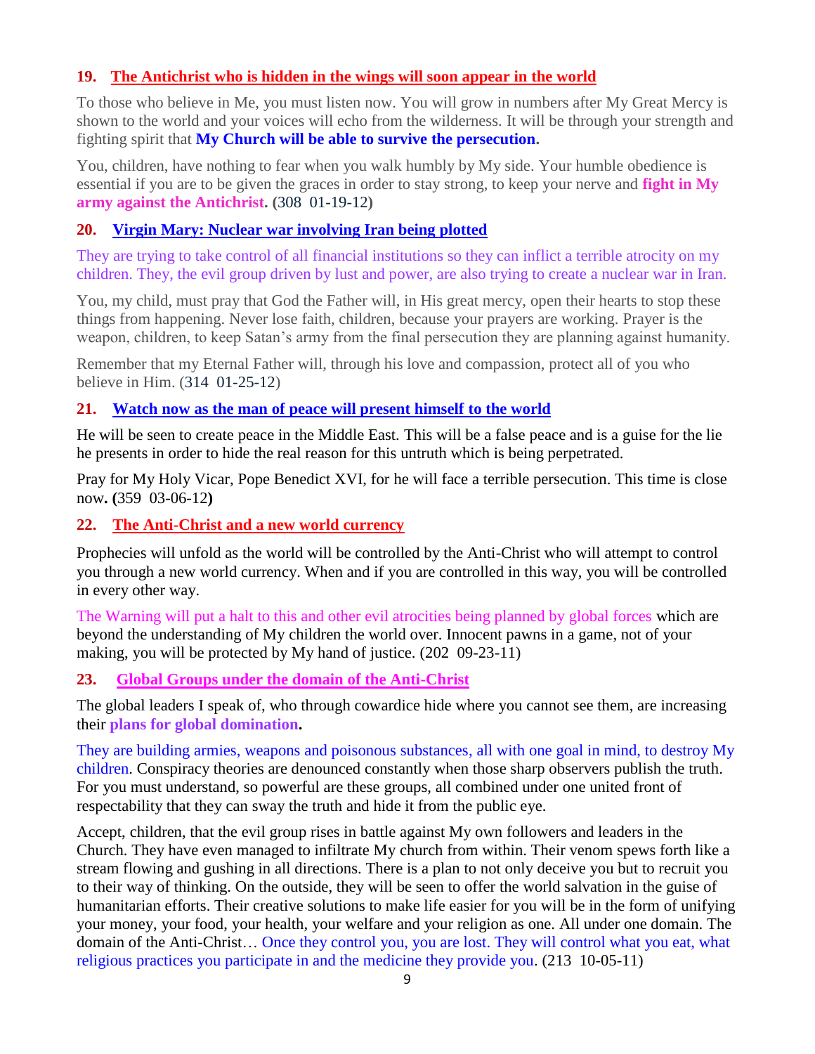### 19. The Antichrist who is hidden in the wings will soon appear in the world

To those who believe in Me, you must listen now. You will grow in numbers after My Great Mercy is shown to the world and your voices will echo from the wilderness. It will be through your strength and fighting spirit that **My Church will be able to survive the persecution.**

You, children, have nothing to fear when you walk humbly by My side. Your humble obedience is essential if you are to be given the graces in order to stay strong, to keep your nerve and **fight in My army against the Antichrist. (**308 01-19-12**)**

### 20. Virgin Mary: Nuclear war involving Iran being plotted

They are trying to take control of all financial institutions so they can inflict a terrible atrocity on my children. They, the evil group driven by lust and power, are also trying to create a nuclear war in Iran.

You, my child, must pray that God the Father will, in His great mercy, open their hearts to stop these things from happening. Never lose faith, children, because your prayers are working. Prayer is the weapon, children, to keep Satan's army from the final persecution they are planning against humanity.

Remember that my Eternal Father will, through his love and compassion, protect all of you who believe in Him. (314 01-25-12)

### 21. Watch now as the man of peace will present himself to the world

He will be seen to create peace in the Middle East. This will be a false peace and is a guise for the lie he presents in order to hide the real reason for this untruth which is being perpetrated.

Pray for My Holy Vicar, Pope Benedict XVI, for he will face a terrible persecution. This time is close now**. (**359 03-06-12**)**

### 22. The Anti-Christ and a new world currency

Prophecies will unfold as the world will be controlled by the Anti-Christ who will attempt to control you through a new world currency. When and if you are controlled in this way, you will be controlled in every other way.

The Warning will put a halt to this and other evil atrocities being planned by global forces which are beyond the understanding of My children the world over. Innocent pawns in a game, not of your making, you will be protected by My hand of justice. (202 09-23-11)

### 23. Global Groups under the domain of the Anti-Christ

The global leaders I speak of, who through cowardice hide where you cannot see them, are increasing their **plans for global domination.**

They are building armies, weapons and poisonous substances, all with one goal in mind, to destroy My children. Conspiracy theories are denounced constantly when those sharp observers publish the truth. For you must understand, so powerful are these groups, all combined under one united front of respectability that they can sway the truth and hide it from the public eye.

Accept, children, that the evil group rises in battle against My own followers and leaders in the Church. They have even managed to infiltrate My church from within. Their venom spews forth like a stream flowing and gushing in all directions. There is a plan to not only deceive you but to recruit you to their way of thinking. On the outside, they will be seen to offer the world salvation in the guise of humanitarian efforts. Their creative solutions to make life easier for you will be in the form of unifying your money, your food, your health, your welfare and your religion as one. All under one domain. The domain of the Anti-Christ… Once they control you, you are lost. They will control what you eat, what religious practices you participate in and the medicine they provide you. (213 10-05-11)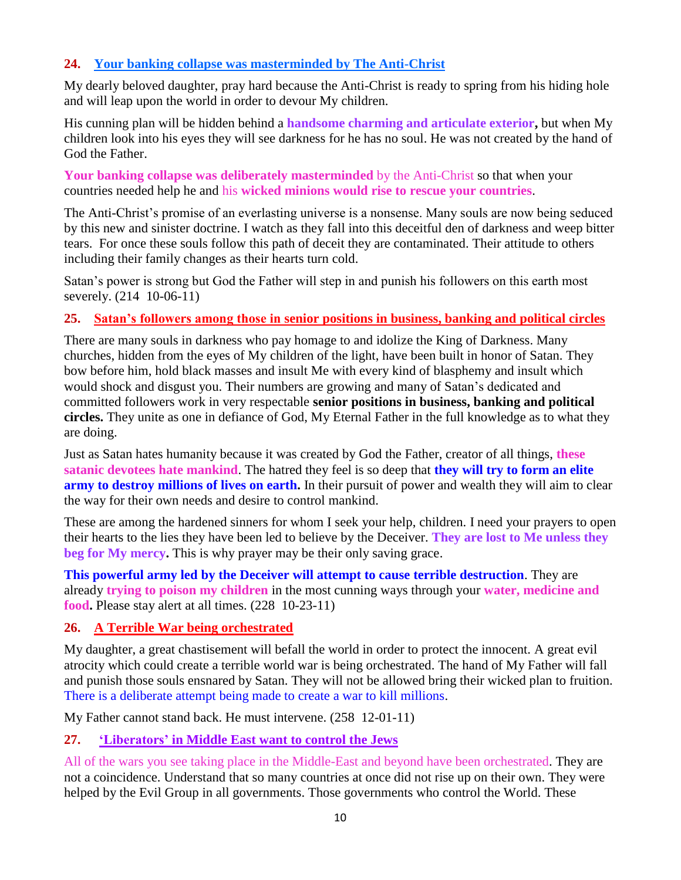### 24. Your banking collapse was masterminded by The Anti-Christ

My dearly beloved daughter, pray hard because the Anti-Christ is ready to spring from his hiding hole and will leap upon the world in order to devour My children.

His cunning plan will be hidden behind a **handsome charming and articulate exterior,** but when My children look into his eyes they will see darkness for he has no soul. He was not created by the hand of God the Father.

**Your banking collapse was deliberately masterminded** by the Anti-Christ so that when your countries needed help he and his **wicked minions would rise to rescue your countries**.

The Anti-Christ's promise of an everlasting universe is a nonsense. Many souls are now being seduced by this new and sinister doctrine. I watch as they fall into this deceitful den of darkness and weep bitter tears. For once these souls follow this path of deceit they are contaminated. Their attitude to others including their family changes as their hearts turn cold.

Satan's power is strong but God the Father will step in and punish his followers on this earth most severely. (214 10-06-11)

### 25. Satan's followers among those in senior positions in business, banking and political circles

There are many souls in darkness who pay homage to and idolize the King of Darkness. Many churches, hidden from the eyes of My children of the light, have been built in honor of Satan. They bow before him, hold black masses and insult Me with every kind of blasphemy and insult which would shock and disgust you. Their numbers are growing and many of Satan's dedicated and committed followers work in very respectable **senior positions in business, banking and political circles.** They unite as one in defiance of God, My Eternal Father in the full knowledge as to what they are doing.

Just as Satan hates humanity because it was created by God the Father, creator of all things, **these satanic devotees hate mankind**. The hatred they feel is so deep that **they will try to form an elite army to destroy millions of lives on earth.** In their pursuit of power and wealth they will aim to clear the way for their own needs and desire to control mankind.

These are among the hardened sinners for whom I seek your help, children. I need your prayers to open their hearts to the lies they have been led to believe by the Deceiver. **They are lost to Me unless they beg for My mercy.** This is why prayer may be their only saving grace.

**This powerful army led by the Deceiver will attempt to cause terrible destruction**. They are already **trying to poison my children** in the most cunning ways through your **water, medicine and food.** Please stay alert at all times. (228 10-23-11)

### 26. A Terrible War being orchestrated

My daughter, a great chastisement will befall the world in order to protect the innocent. A great evil atrocity which could create a terrible world war is being orchestrated. The hand of My Father will fall and punish those souls ensnared by Satan. They will not be allowed bring their wicked plan to fruition. There is a deliberate attempt being made to create a war to kill millions.

My Father cannot stand back. He must intervene. (258 12-01-11)

### 27. 'Liberators' in Middle East want to control the Jews

All of the wars you see taking place in the Middle-East and beyond have been orchestrated. They are not a coincidence. Understand that so many countries at once did not rise up on their own. They were helped by the Evil Group in all governments. Those governments who control the World. These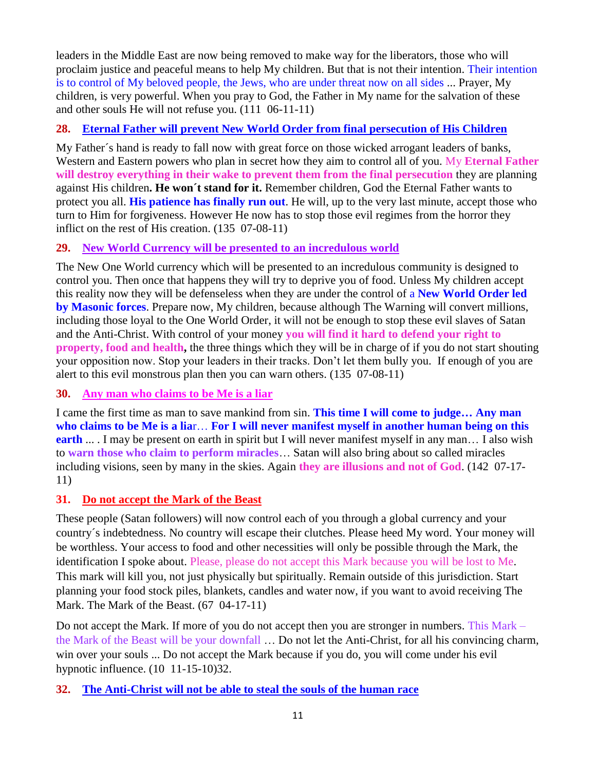leaders in the Middle East are now being removed to make way for the liberators, those who will proclaim justice and peaceful means to help My children. But that is not their intention. Their intention is to control of My beloved people, the Jews, who are under threat now on all sides ... Prayer, My children, is very powerful. When you pray to God, the Father in My name for the salvation of these and other souls He will not refuse you. (111 06-11-11)

## 28. Eternal Father will prevent New World Order from final persecution of His Children

My Father´s hand is ready to fall now with great force on those wicked arrogant leaders of banks, Western and Eastern powers who plan in secret how they aim to control all of you. My **Eternal Father will destroy everything in their wake to prevent them from the final persecution** they are planning against His children**. He won´t stand for it.** Remember children, God the Eternal Father wants to protect you all. **His patience has finally run out**. He will, up to the very last minute, accept those who turn to Him for forgiveness. However He now has to stop those evil regimes from the horror they inflict on the rest of His creation. (135 07-08-11)

## 29. New World Currency will be presented to an incredulous world

The New One World currency which will be presented to an incredulous community is designed to control you. Then once that happens they will try to deprive you of food. Unless My children accept this reality now they will be defenseless when they are under the control of a **New World Order led by Masonic forces**. Prepare now, My children, because although The Warning will convert millions, including those loyal to the One World Order, it will not be enough to stop these evil slaves of Satan and the Anti-Christ. With control of your money **you will find it hard to defend your right to property, food and health,** the three things which they will be in charge of if you do not start shouting your opposition now. Stop your leaders in their tracks. Don't let them bully you. If enough of you are alert to this evil monstrous plan then you can warn others. (135 07-08-11)

## 30. Any man who claims to be Me is a liar

I came the first time as man to save mankind from sin. **This time I will come to judge… Any man who claims to be Me is a liar… For I will never manifest myself in another human being on this earth** ... . I may be present on earth in spirit but I will never manifest myself in any man… I also wish to **warn those who claim to perform miracles**… Satan will also bring about so called miracles including visions, seen by many in the skies. Again **they are illusions and not of God**. (142 07-17-11)

## 31. Do not accept the Mark of the Beast

These people (Satan followers) will now control each of you through a global currency and your country´s indebtedness. No country will escape their clutches. Please heed My word. Your money will be worthless. Your access to food and other necessities will only be possible through the Mark, the identification I spoke about. Please, please do not accept this Mark because you will be lost to Me. This mark will kill you, not just physically but spiritually. Remain outside of this jurisdiction. Start planning your food stock piles, blankets, candles and water now, if you want to avoid receiving The Mark. The Mark of the Beast. (67 04-17-11)

Do not accept the Mark. If more of you do not accept then you are stronger in numbers. This Mark – the Mark of the Beast will be your downfall … Do not let the Anti-Christ, for all his convincing charm, win over your souls ... Do not accept the Mark because if you do, you will come under his evil hypnotic influence. (10 11-15-10)32.

## 32. The Anti-Christ will not be able to steal the souls of the human race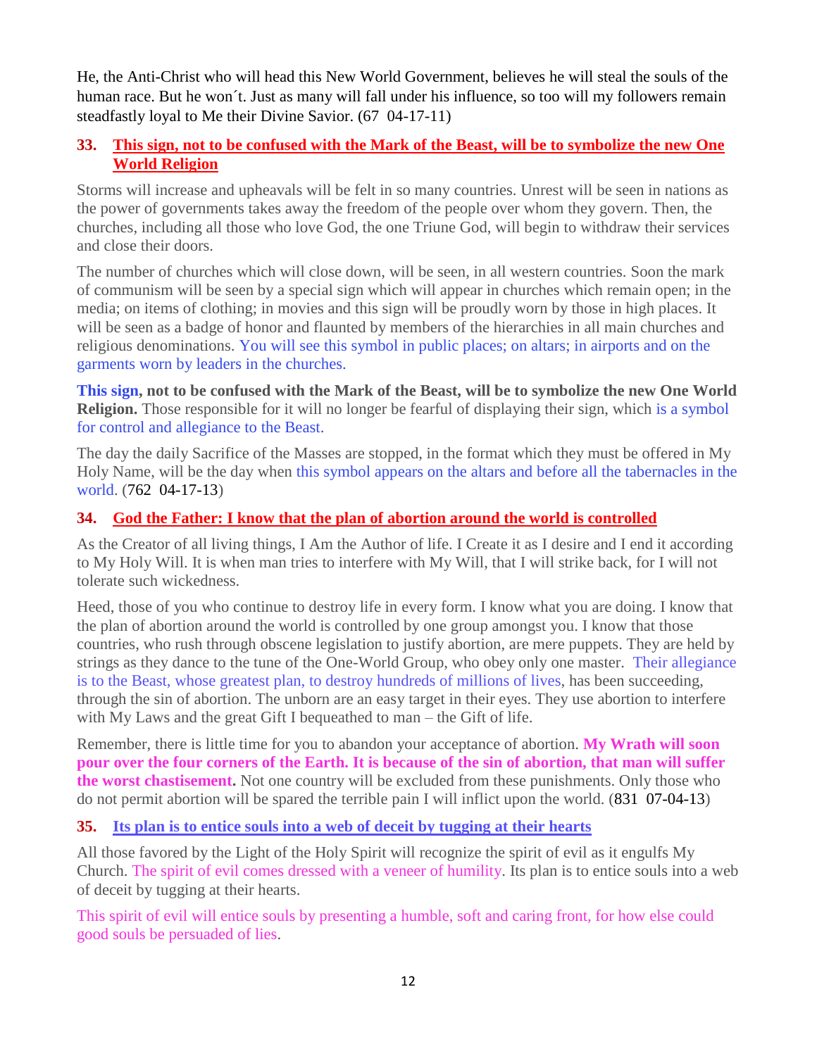He, the Anti-Christ who will head this New World Government, believes he will steal the souls of the human race. But he won´t. Just as many will fall under his influence, so too will my followers remain steadfastly loyal to Me their Divine Savior. (67 04-17-11)

### 33. This sign, not to be confused with the Mark of the Beast, will be to symbolize the new One World Religion

Storms will increase and upheavals will be felt in so many countries. Unrest will be seen in nations as the power of governments takes away the freedom of the people over whom they govern. Then, the churches, including all those who love God, the one Triune God, will begin to withdraw their services and close their doors.

The number of churches which will close down, will be seen, in all western countries. Soon the mark of communism will be seen by a special sign which will appear in churches which remain open; in the media; on items of clothing; in movies and this sign will be proudly worn by those in high places. It will be seen as a badge of honor and flaunted by members of the hierarchies in all main churches and religious denominations. You will see this symbol in public places; on altars; in airports and on the garments worn by leaders in the churches.

**This sign, not to be confused with the Mark of the Beast, will be to symbolize the new One World Religion.** Those responsible for it will no longer be fearful of displaying their sign, which is a symbol for control and allegiance to the Beast.

The day the daily Sacrifice of the Masses are stopped, in the format which they must be offered in My Holy Name, will be the day when this symbol appears on the altars and before all the tabernacles in the world. (762 04-17-13)

### 34. God the Father: I know that the plan of abortion around the world is controlled

As the Creator of all living things, I Am the Author of life. I Create it as I desire and I end it according to My Holy Will. It is when man tries to interfere with My Will, that I will strike back, for I will not tolerate such wickedness.

Heed, those of you who continue to destroy life in every form. I know what you are doing. I know that the plan of abortion around the world is controlled by one group amongst you. I know that those countries, who rush through obscene legislation to justify abortion, are mere puppets. They are held by strings as they dance to the tune of the One-World Group, who obey only one master. Their allegiance is to the Beast, whose greatest plan, to destroy hundreds of millions of lives, has been succeeding, through the sin of abortion. The unborn are an easy target in their eyes. They use abortion to interfere with My Laws and the great Gift I bequeathed to man – the Gift of life.

Remember, there is little time for you to abandon your acceptance of abortion. **My Wrath will soon pour over the four corners of the Earth. It is because of the sin of abortion, that man will suffer the worst chastisement.** Not one country will be excluded from these punishments. Only those who do not permit abortion will be spared the terrible pain I will inflict upon the world. (831 07-04-13)

### 35. Its plan is to entice souls into a web of deceit by tugging at their hearts

All those favored by the Light of the Holy Spirit will recognize the spirit of evil as it engulfs My Church. The spirit of evil comes dressed with a veneer of humility. Its plan is to entice souls into a web of deceit by tugging at their hearts.

This spirit of evil will entice souls by presenting a humble, soft and caring front, for how else could good souls be persuaded of lies.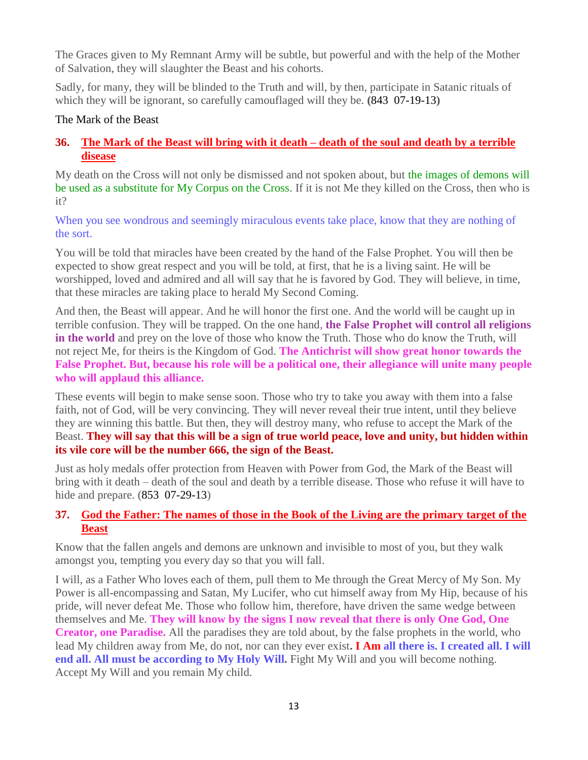The Graces given to My Remnant Army will be subtle, but powerful and with the help of the Mother of Salvation, they will slaughter the Beast and his cohorts.

Sadly, for many, they will be blinded to the Truth and will, by then, participate in Satanic rituals of which they will be ignorant, so carefully camouflaged will they be. **(**843 07-19-13**)**

The Mark of the Beast

### 36. The Mark of the Beast will bring with it death – death of the soul and death by a terrible disease

My death on the Cross will not only be dismissed and not spoken about, but the images of demons will be used as a substitute for My Corpus on the Cross. If it is not Me they killed on the Cross, then who is it?

When you see wondrous and seemingly miraculous events take place, know that they are nothing of the sort.

You will be told that miracles have been created by the hand of the False Prophet. You will then be expected to show great respect and you will be told, at first, that he is a living saint. He will be worshipped, loved and admired and all will say that he is favored by God. They will believe, in time, that these miracles are taking place to herald My Second Coming.

And then, the Beast will appear. And he will honor the first one. And the world will be caught up in terrible confusion. They will be trapped. On the one hand, **the False Prophet will control all religions in the world** and prey on the love of those who know the Truth. Those who do know the Truth, will not reject Me, for theirs is the Kingdom of God. **The Antichrist will show great honor towards the False Prophet. But, because his role will be a political one, their allegiance will unite many people who will applaud this alliance.**

These events will begin to make sense soon. Those who try to take you away with them into a false faith, not of God, will be very convincing. They will never reveal their true intent, until they believe they are winning this battle. But then, they will destroy many, who refuse to accept the Mark of the Beast. **They will say that this will be a sign of true world peace, love and unity, but hidden within its vile core will be the number 666, the sign of the Beast.**

Just as holy medals offer protection from Heaven with Power from God, the Mark of the Beast will bring with it death – death of the soul and death by a terrible disease. Those who refuse it will have to hide and prepare. (853 07-29-13)

### 37. God the Father: The names of those in the Book of the Living are the primary target of the Beast

Know that the fallen angels and demons are unknown and invisible to most of you, but they walk amongst you, tempting you every day so that you will fall.

I will, as a Father Who loves each of them, pull them to Me through the Great Mercy of My Son. My Power is all-encompassing and Satan, My Lucifer, who cut himself away from My Hip, because of his pride, will never defeat Me. Those who follow him, therefore, have driven the same wedge between themselves and Me. **They will know by the signs I now reveal that there is only One God, One Creator, one Paradise.** All the paradises they are told about, by the false prophets in the world, who lead My children away from Me, do not, nor can they ever exist**. I Am all there is. I created all. I will end all. All must be according to My Holy Will.** Fight My Will and you will become nothing. Accept My Will and you remain My child.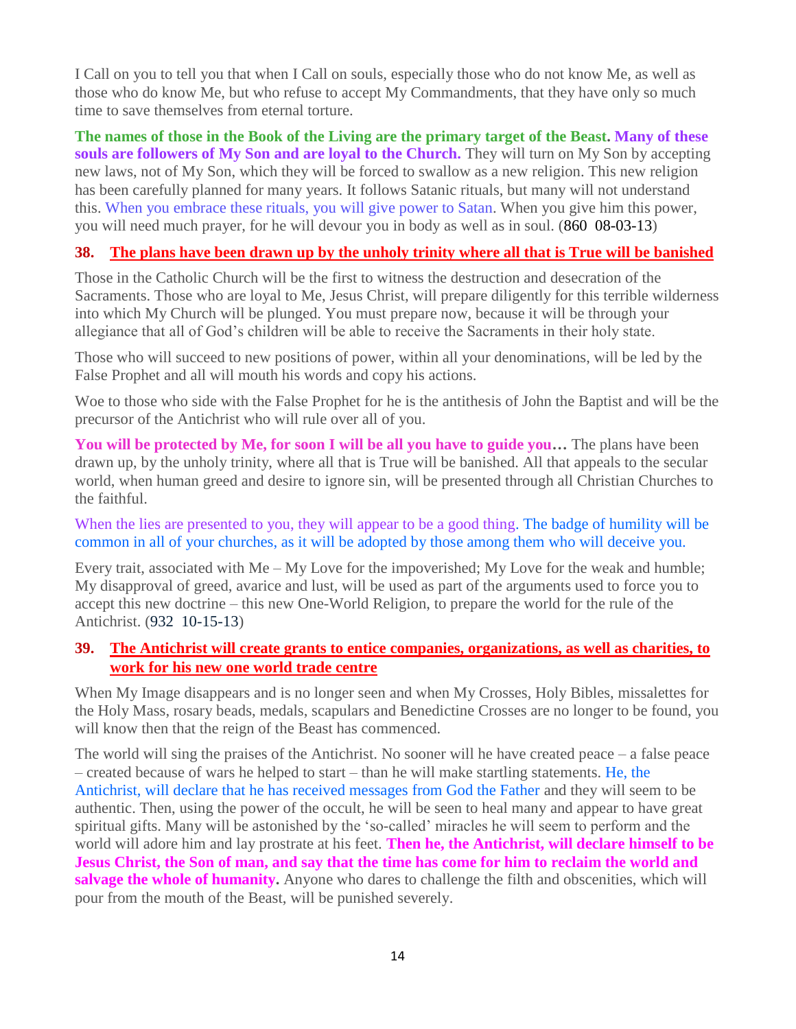I Call on you to tell you that when I Call on souls, especially those who do not know Me, as well as those who do know Me, but who refuse to accept My Commandments, that they have only so much time to save themselves from eternal torture.

**The names of those in the Book of the Living are the primary target of the Beast. Many of these souls are followers of My Son and are loyal to the Church.** They will turn on My Son by accepting new laws, not of My Son, which they will be forced to swallow as a new religion. This new religion has been carefully planned for many years. It follows Satanic rituals, but many will not understand this. When you embrace these rituals, you will give power to Satan. When you give him this power, you will need much prayer, for he will devour you in body as well as in soul. (860 08-03-13)

### 38. The plans have been drawn up by the unholy trinity where all that is True will be banished

Those in the Catholic Church will be the first to witness the destruction and desecration of the Sacraments. Those who are loyal to Me, Jesus Christ, will prepare diligently for this terrible wilderness into which My Church will be plunged. You must prepare now, because it will be through your allegiance that all of God's children will be able to receive the Sacraments in their holy state.

Those who will succeed to new positions of power, within all your denominations, will be led by the False Prophet and all will mouth his words and copy his actions.

Woe to those who side with the False Prophet for he is the antithesis of John the Baptist and will be the precursor of the Antichrist who will rule over all of you.

**You will be protected by Me, for soon I will be all you have to guide you…** The plans have been drawn up, by the unholy trinity, where all that is True will be banished. All that appeals to the secular world, when human greed and desire to ignore sin, will be presented through all Christian Churches to the faithful.

When the lies are presented to you, they will appear to be a good thing. The badge of humility will be common in all of your churches, as it will be adopted by those among them who will deceive you.

Every trait, associated with Me – My Love for the impoverished; My Love for the weak and humble; My disapproval of greed, avarice and lust, will be used as part of the arguments used to force you to accept this new doctrine – this new One-World Religion, to prepare the world for the rule of the Antichrist. (932 10-15-13)

### 39. The Antichrist will create grants to entice companies, organizations, as well as charities, to work for his new one world trade centre

When My Image disappears and is no longer seen and when My Crosses, Holy Bibles, missalettes for the Holy Mass, rosary beads, medals, scapulars and Benedictine Crosses are no longer to be found, you will know then that the reign of the Beast has commenced.

The world will sing the praises of the Antichrist. No sooner will he have created peace – a false peace – created because of wars he helped to start – than he will make startling statements. He, the Antichrist, will declare that he has received messages from God the Father and they will seem to be authentic. Then, using the power of the occult, he will be seen to heal many and appear to have great spiritual gifts. Many will be astonished by the 'so-called' miracles he will seem to perform and the world will adore him and lay prostrate at his feet. **Then he, the Antichrist, will declare himself to be Jesus Christ, the Son of man, and say that the time has come for him to reclaim the world and salvage the whole of humanity.** Anyone who dares to challenge the filth and obscenities, which will pour from the mouth of the Beast, will be punished severely.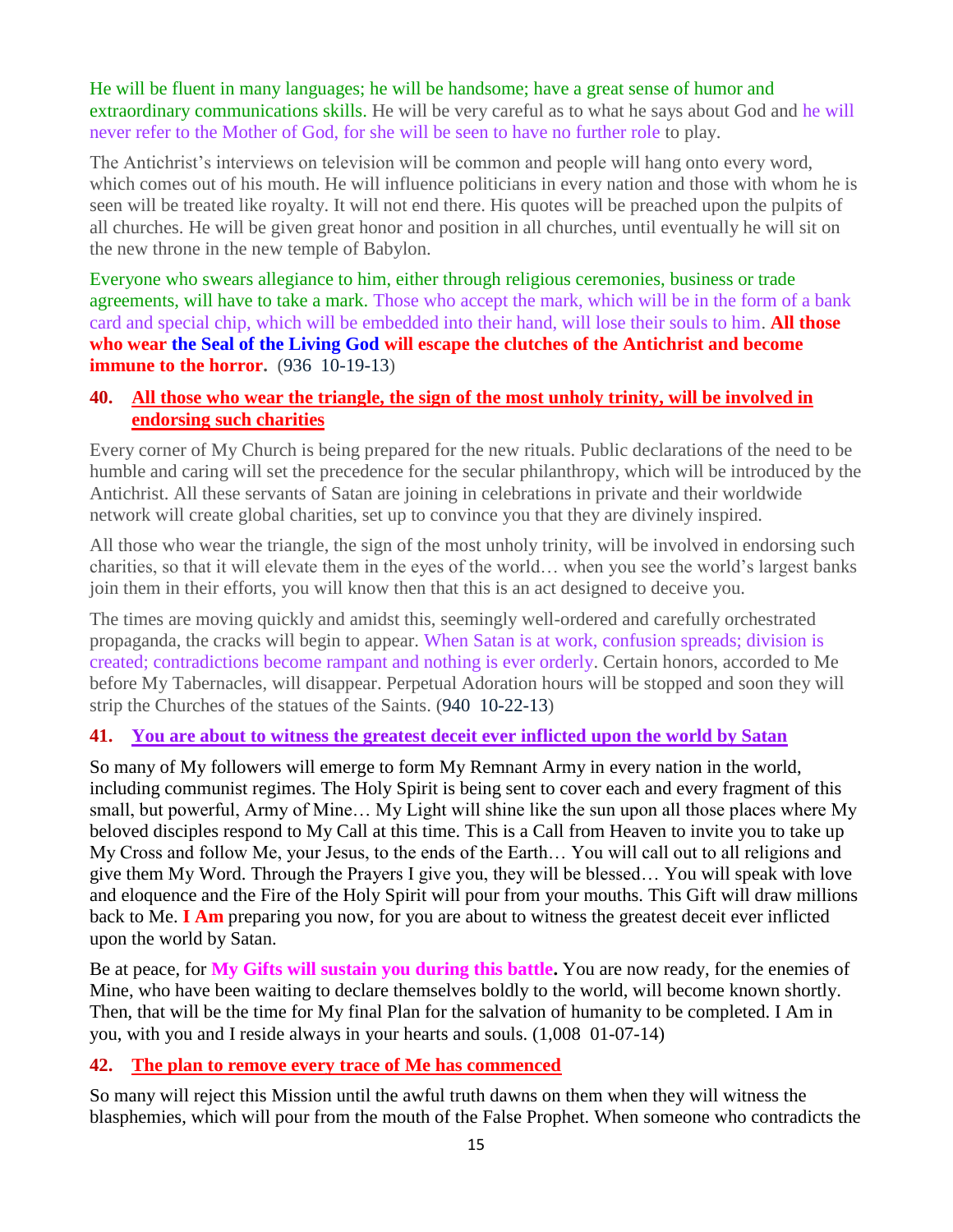He will be fluent in many languages; he will be handsome; have a great sense of humor and extraordinary communications skills. He will be very careful as to what he says about God and he will never refer to the Mother of God, for she will be seen to have no further role to play.

The Antichrist's interviews on television will be common and people will hang onto every word, which comes out of his mouth. He will influence politicians in every nation and those with whom he is seen will be treated like royalty. It will not end there. His quotes will be preached upon the pulpits of all churches. He will be given great honor and position in all churches, until eventually he will sit on the new throne in the new temple of Babylon.

Everyone who swears allegiance to him, either through religious ceremonies, business or trade agreements, will have to take a mark. Those who accept the mark, which will be in the form of a bank card and special chip, which will be embedded into their hand, will lose their souls to him. **All those who wear the Seal of the Living God will escape the clutches of the Antichrist and become immune to the horror.** (936 10-19-13)

### 40. All those who wear the triangle, the sign of the most unholy trinity, will be involved in endorsing such charities

Every corner of My Church is being prepared for the new rituals. Public declarations of the need to be humble and caring will set the precedence for the secular philanthropy, which will be introduced by the Antichrist. All these servants of Satan are joining in celebrations in private and their worldwide network will create global charities, set up to convince you that they are divinely inspired.

All those who wear the triangle, the sign of the most unholy trinity, will be involved in endorsing such charities, so that it will elevate them in the eyes of the world… when you see the world's largest banks join them in their efforts, you will know then that this is an act designed to deceive you.

The times are moving quickly and amidst this, seemingly well-ordered and carefully orchestrated propaganda, the cracks will begin to appear. When Satan is at work, confusion spreads; division is created; contradictions become rampant and nothing is ever orderly. Certain honors, accorded to Me before My Tabernacles, will disappear. Perpetual Adoration hours will be stopped and soon they will strip the Churches of the statues of the Saints. (940 10-22-13)

### 41. You are about to witness the greatest deceit ever inflicted upon the world by Satan

So many of My followers will emerge to form My Remnant Army in every nation in the world, including communist regimes. The Holy Spirit is being sent to cover each and every fragment of this small, but powerful, Army of Mine… My Light will shine like the sun upon all those places where My beloved disciples respond to My Call at this time. This is a Call from Heaven to invite you to take up My Cross and follow Me, your Jesus, to the ends of the Earth… You will call out to all religions and give them My Word. Through the Prayers I give you, they will be blessed… You will speak with love and eloquence and the Fire of the Holy Spirit will pour from your mouths. This Gift will draw millions back to Me. **I Am** preparing you now, for you are about to witness the greatest deceit ever inflicted upon the world by Satan.

Be at peace, for **My Gifts will sustain you during this battle.** You are now ready, for the enemies of Mine, who have been waiting to declare themselves boldly to the world, will become known shortly. Then, that will be the time for My final Plan for the salvation of humanity to be completed. I Am in you, with you and I reside always in your hearts and souls. (1,008 01-07-14)

### 42. The plan to remove every trace of Me has commenced

So many will reject this Mission until the awful truth dawns on them when they will witness the blasphemies, which will pour from the mouth of the False Prophet. When someone who contradicts the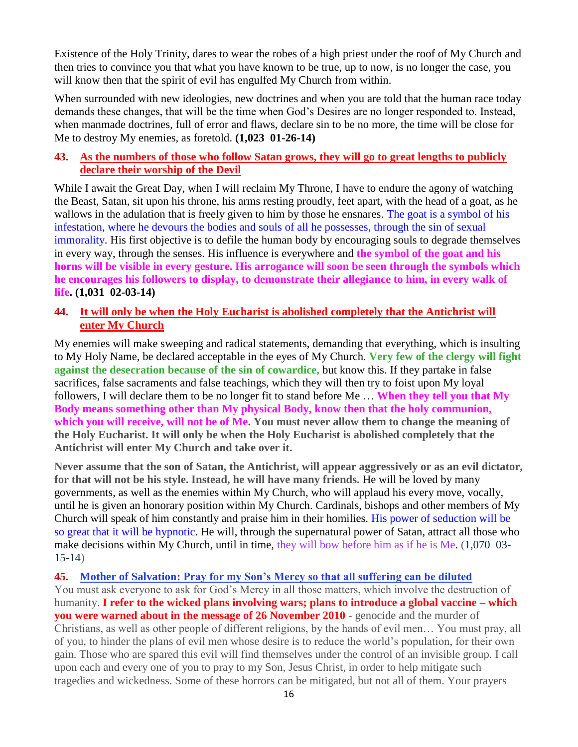Existence of the Holy Trinity, dares to wear the robes of a high priest under the roof of My Church and then tries to convince you that what you have known to be true, up to now, is no longer the case, you will know then that the spirit of evil has engulfed My Church from within.

When surrounded with new ideologies, new doctrines and when you are told that the human race today demands these changes, that will be the time when God's Desires are no longer responded to. Instead, when manmade doctrines, full of error and flaws, declare sin to be no more, the time will be close for Me to destroy My enemies, as foretold. **(1,023 01-26-14)**

### 43. As the numbers of those who follow Satan grows, they will go to great lengths to publicly declare their worship of the Devil

While I await the Great Day, when I will reclaim My Throne, I have to endure the agony of watching the Beast, Satan, sit upon his throne, his arms resting proudly, feet apart, with the head of a goat, as he wallows in the adulation that is freely given to him by those he ensnares. The goat is a symbol of his infestation, where he devours the bodies and souls of all he possesses, through the sin of sexual immorality. His first objective is to defile the human body by encouraging souls to degrade themselves in every way, through the senses. His influence is everywhere and **the symbol of the goat and his horns will be visible in every gesture. His arrogance will soon be seen through the symbols which he encourages his followers to display, to demonstrate their allegiance to him, in every walk of life. (1,031 02-03-14)**

### 44. It will only be when the Holy Eucharist is abolished completely that the Antichrist will enter My Church

My enemies will make sweeping and radical statements, demanding that everything, which is insulting to My Holy Name, be declared acceptable in the eyes of My Church. **Very few of the clergy will fight against the desecration because of the sin of cowardice,** but know this. If they partake in false sacrifices, false sacraments and false teachings, which they will then try to foist upon My loyal followers, I will declare them to be no longer fit to stand before Me … **When they tell you that My Body means something other than My physical Body, know then that the holy communion, which you will receive, will not be of Me. You must never allow them to change the meaning of the Holy Eucharist. It will only be when the Holy Eucharist is abolished completely that the Antichrist will enter My Church and take over it.**

**Never assume that the son of Satan, the Antichrist, will appear aggressively or as an evil dictator, for that will not be his style. Instead, he will have many friends.** He will be loved by many governments, as well as the enemies within My Church, who will applaud his every move, vocally, until he is given an honorary position within My Church. Cardinals, bishops and other members of My Church will speak of him constantly and praise him in their homilies. His power of seduction will be so great that it will be hypnotic. He will, through the supernatural power of Satan, attract all those who make decisions within My Church, until in time, they will bow before him as if he is Me. (1,070 03-15-14)

### 45. Mother of Salvation: Pray for my Son's Mercy so that all suffering can be diluted

You must ask everyone to ask for God's Mercy in all those matters, which involve the destruction of humanity. **I refer to the wicked plans involving wars; plans to introduce a global vaccine – which you were warned about in the message of 26 November 2010** - genocide and the murder of Christians, as well as other people of different religions, by the hands of evil men… You must pray, all of you, to hinder the plans of evil men whose desire is to reduce the world's population, for their own gain. Those who are spared this evil will find themselves under the control of an invisible group. I call upon each and every one of you to pray to my Son, Jesus Christ, in order to help mitigate such tragedies and wickedness. Some of these horrors can be mitigated, but not all of them. Your prayers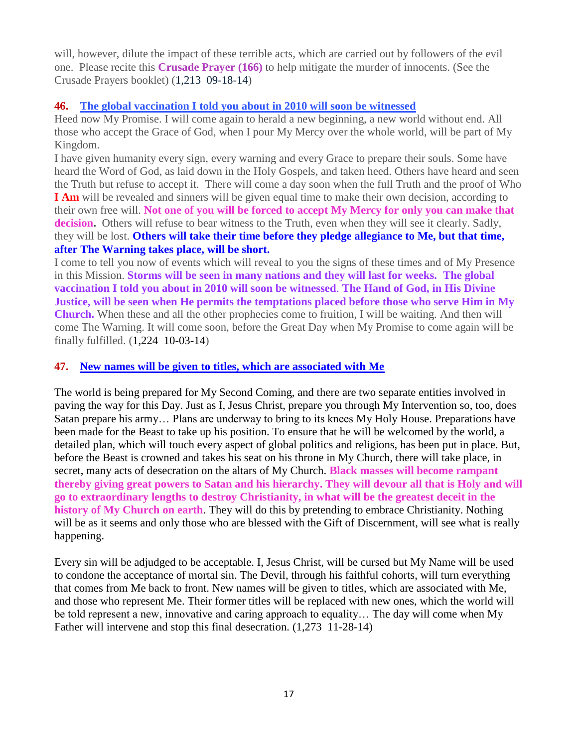will, however, dilute the impact of these terrible acts, which are carried out by followers of the evil one. Please recite this **Crusade Prayer (166)** to help mitigate the murder of innocents. (See the Crusade Prayers booklet) (1,213 09-18-14)

### 46. The global vaccination I told you about in 2010 will soon be witnessed

Heed now My Promise. I will come again to herald a new beginning, a new world without end. All those who accept the Grace of God, when I pour My Mercy over the whole world, will be part of My Kingdom.

I have given humanity every sign, every warning and every Grace to prepare their souls. Some have heard the Word of God, as laid down in the Holy Gospels, and taken heed. Others have heard and seen the Truth but refuse to accept it. There will come a day soon when the full Truth and the proof of Who **I Am** will be revealed and sinners will be given equal time to make their own decision, according to their own free will. **Not one of you will be forced to accept My Mercy for only you can make that decision.** Others will refuse to bear witness to the Truth, even when they will see it clearly. Sadly, they will be lost. **Others will take their time before they pledge allegiance to Me, but that time, after The Warning takes place, will be short.**

I come to tell you now of events which will reveal to you the signs of these times and of My Presence in this Mission. **Storms will be seen in many nations and they will last for weeks. The global vaccination I told you about in 2010 will soon be witnessed**. **The Hand of God, in His Divine Justice, will be seen when He permits the temptations placed before those who serve Him in My Church.** When these and all the other prophecies come to fruition, I will be waiting. And then will come The Warning. It will come soon, before the Great Day when My Promise to come again will be finally fulfilled. (1,224 10-03-14)

### 47. New names will be given to titles, which are associated with Me

The world is being prepared for My Second Coming, and there are two separate entities involved in paving the way for this Day. Just as I, Jesus Christ, prepare you through My Intervention so, too, does Satan prepare his army… Plans are underway to bring to its knees My Holy House. Preparations have been made for the Beast to take up his position. To ensure that he will be welcomed by the world, a detailed plan, which will touch every aspect of global politics and religions, has been put in place. But, before the Beast is crowned and takes his seat on his throne in My Church, there will take place, in secret, many acts of desecration on the altars of My Church. **Black masses will become rampant thereby giving great powers to Satan and his hierarchy. They will devour all that is Holy and will go to extraordinary lengths to destroy Christianity, in what will be the greatest deceit in the history of My Church on earth**. They will do this by pretending to embrace Christianity. Nothing will be as it seems and only those who are blessed with the Gift of Discernment, will see what is really happening.

Every sin will be adjudged to be acceptable. I, Jesus Christ, will be cursed but My Name will be used to condone the acceptance of mortal sin. The Devil, through his faithful cohorts, will turn everything that comes from Me back to front. New names will be given to titles, which are associated with Me, and those who represent Me. Their former titles will be replaced with new ones, which the world will be told represent a new, innovative and caring approach to equality… The day will come when My Father will intervene and stop this final desecration. (1,273 11-28-14)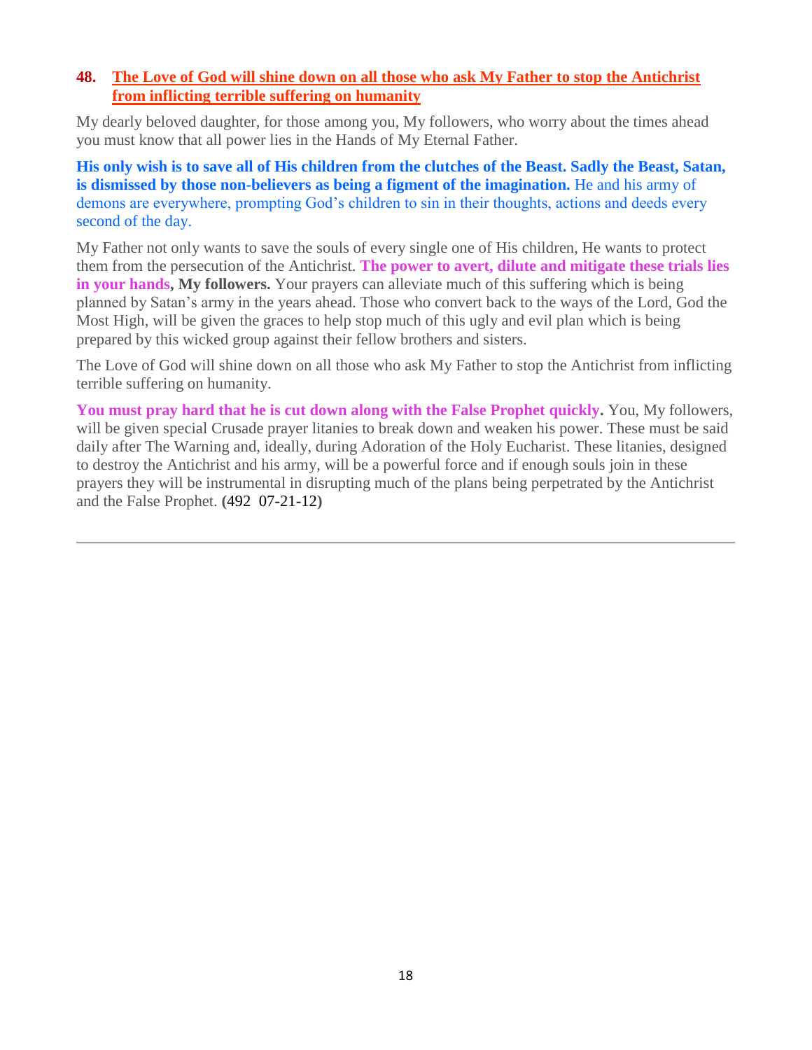## 48. The Love of God will shine down on all those who ask My Father to stop the Antichrist from inflicting terrible suffering on humanity

My dearly beloved daughter, for those among you, My followers, who worry about the times ahead you must know that all power lies in the Hands of My Eternal Father.

**His only wish is to save all of His children from the clutches of the Beast. Sadly the Beast, Satan, is dismissed by those non-believers as being a figment of the imagination.** He and his army of demons are everywhere, prompting God's children to sin in their thoughts, actions and deeds every second of the day.

My Father not only wants to save the souls of every single one of His children, He wants to protect them from the persecution of the Antichrist. **The power to avert, dilute and mitigate these trials lies in your hands, My followers.** Your prayers can alleviate much of this suffering which is being planned by Satan's army in the years ahead. Those who convert back to the ways of the Lord, God the Most High, will be given the graces to help stop much of this ugly and evil plan which is being prepared by this wicked group against their fellow brothers and sisters.

The Love of God will shine down on all those who ask My Father to stop the Antichrist from inflicting terrible suffering on humanity.

**You must pray hard that he is cut down along with the False Prophet quickly.** You, My followers, will be given special Crusade prayer litanies to break down and weaken his power. These must be said daily after The Warning and, ideally, during Adoration of the Holy Eucharist. These litanies, designed to destroy the Antichrist and his army, will be a powerful force and if enough souls join in these prayers they will be instrumental in disrupting much of the plans being perpetrated by the Antichrist and the False Prophet. **(**492 07-21-12**)**

---